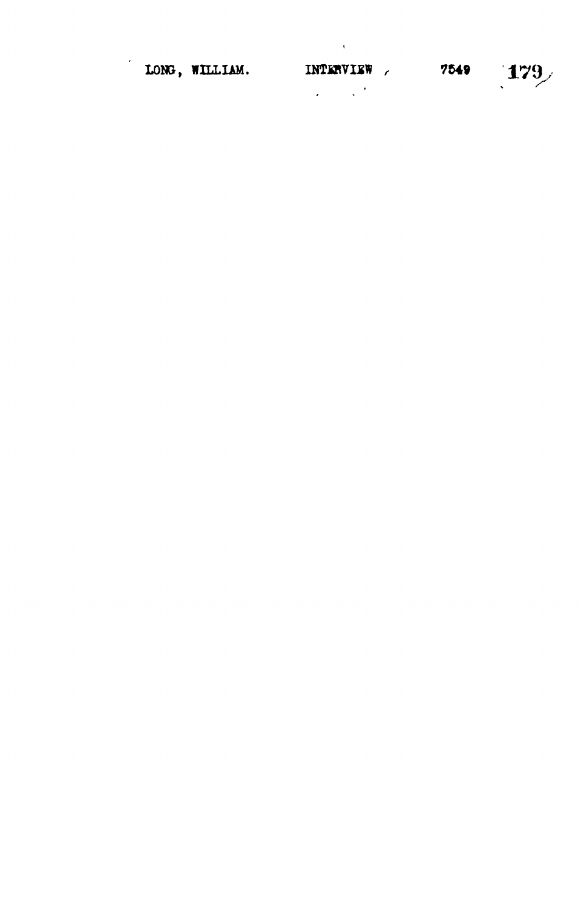LONG, WILLIAM. INTERVIEW 7549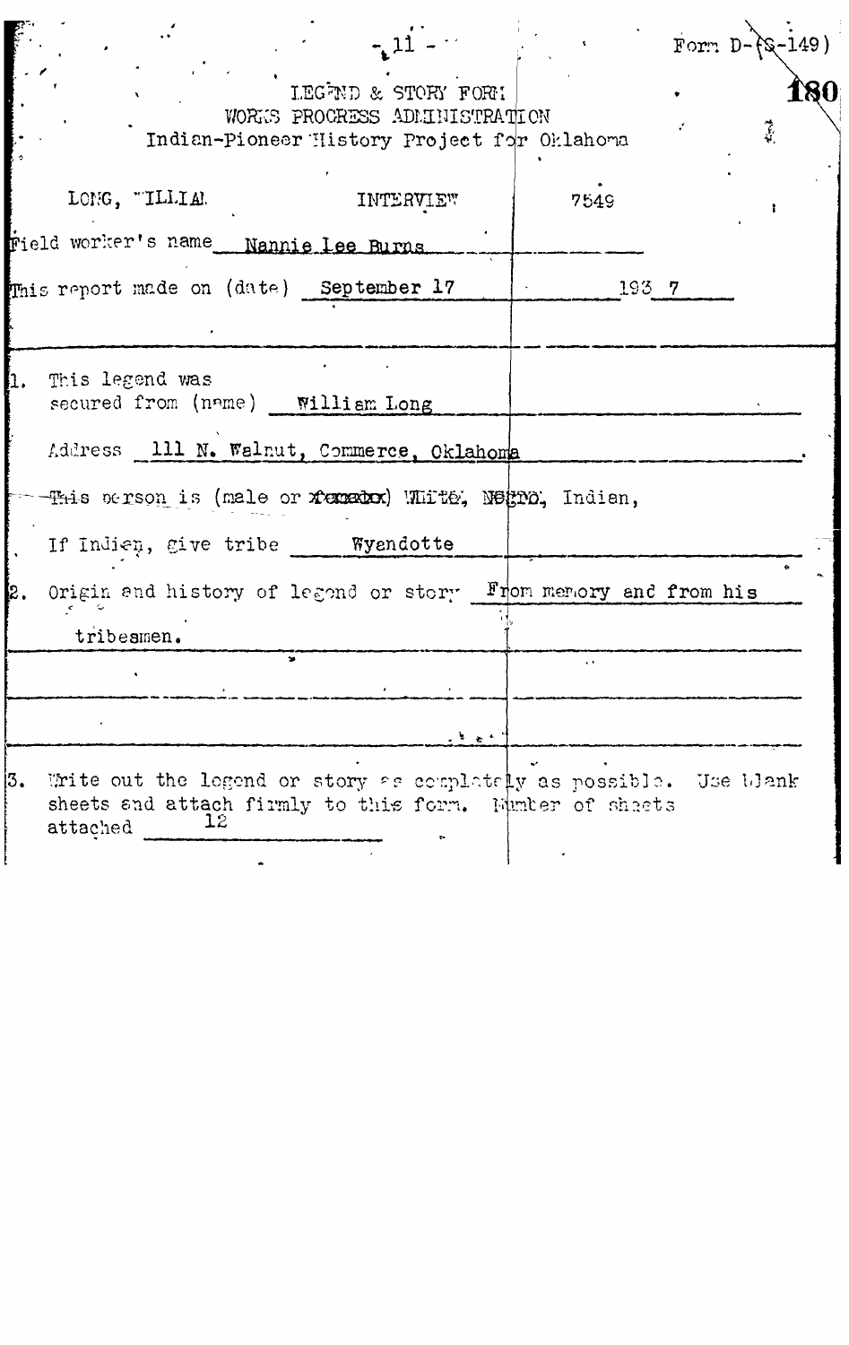Form D-(S-149)

LEGEND & STORY FORM
WORKS PROGRESS ADMINISTRATION
Indian-Pioneer History Project for Oklahoma

LONG, WILLIAM INTERVIEW 7549

Field worker's name Nannie Lee Burns

This report made on (date) September 17 193 7

1. This legend was secured from (name) William Long

Address 111 N. Walnut, Commerce, Oklahoma

This person is (male or ~~female~~) ~~White~~, ~~Negro~~, Indian,

If Indian, give tribe Wyandotte

2. Origin and history of legend or story From memory and from his tribesmen.

3. Write out the legend or story as completely as possible. Use blank sheets and attach firmly to this form. Number of sheets attached 12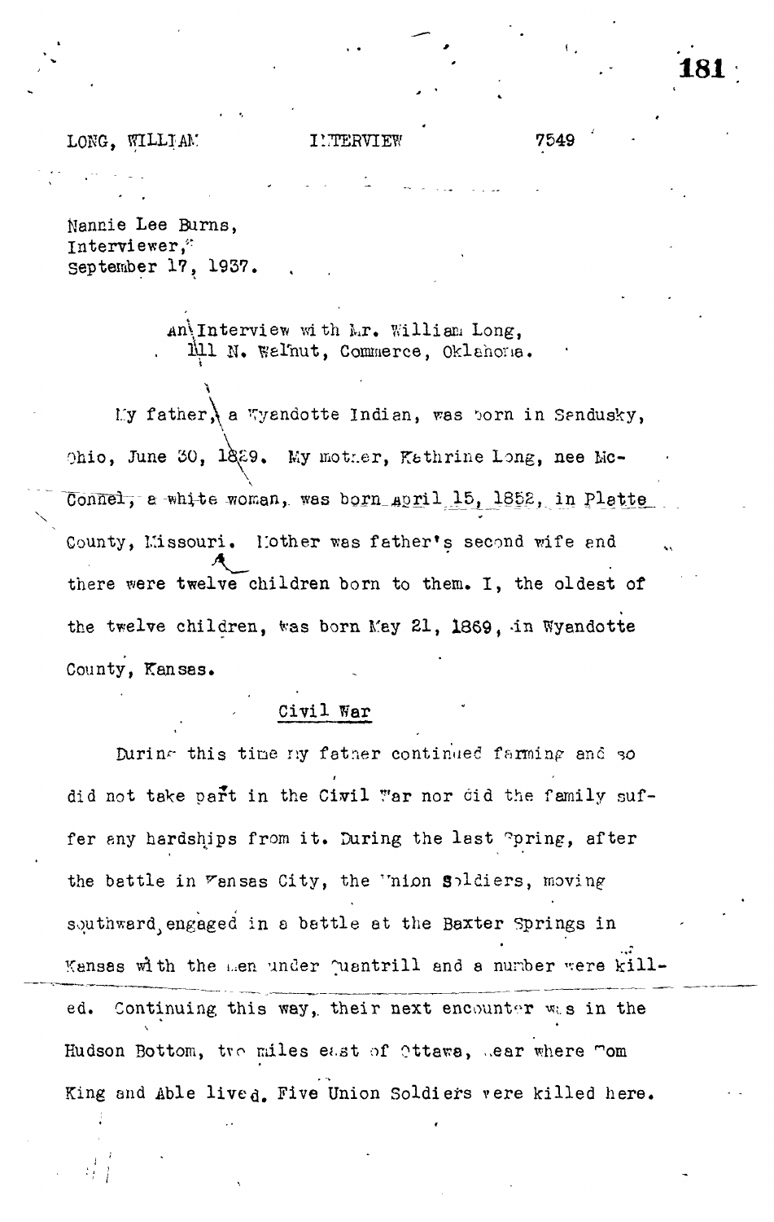LONG, WILLIAM INTERVIEW 7549

Nannie Lee Burns,
Interviewer,
September 17, 1937.

An Interview with Mr. William Long,
111 N. Walnut, Commerce, Oklahoma.

My father, a Wyandotte Indian, was born in Sandusky, Ohio, June 30, 1829. My mother, Kathrine Long, nee McConnel, a white woman, was born April 15, 1852, in Platte County, Missouri. Mother was father's second wife and there were twelve children born to them. I, the oldest of the twelve children, was born May 21, 1869, in Wyandotte County, Kansas.

## Civil War

During this time my father continued farming and so did not take part in the Civil War nor did the family suffer any hardships from it. During the last Spring, after the battle in Kansas City, the Union Soldiers, moving southward, engaged in a battle at the Baxter Springs in Kansas with the men under Quantrill and a number were killed. Continuing this way, their next encounter was in the Hudson Bottom, two miles east of Ottawa, near where Tom King and Able lived. Five Union Soldiers were killed here.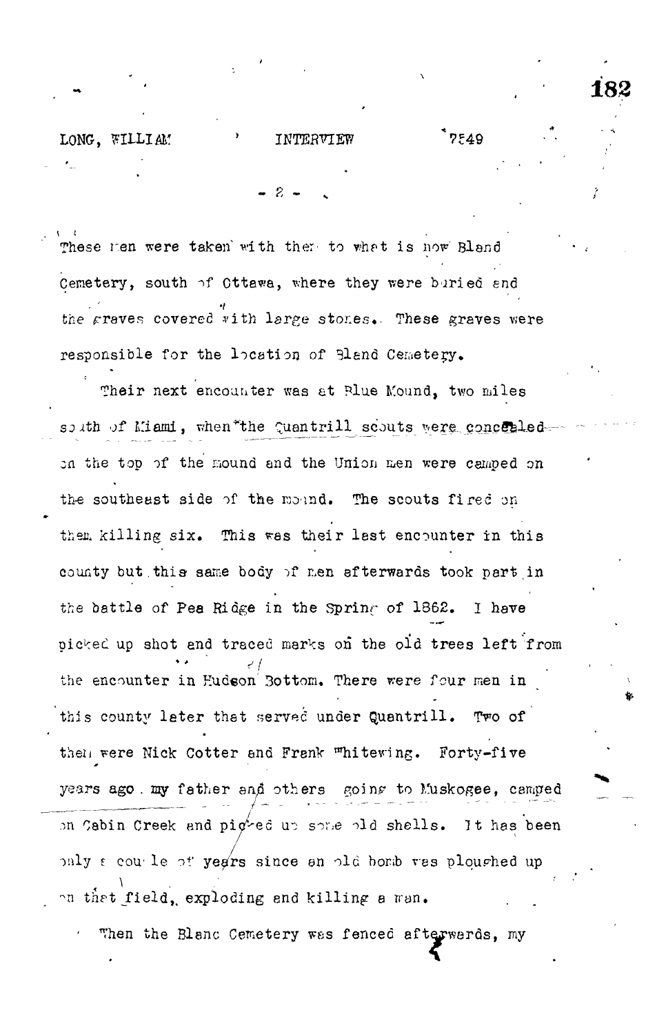These men were taken with them to what is now Bland Cemetery, south of Ottawa, where they were buried and the graves covered with large stones. These graves were responsible for the location of Bland Cemetery.

Their next encounter was at Blue Mound, two miles south of Miami, when the Quantrill scouts were concealed on the top of the mound and the Union men were camped on the southeast side of the mound. The scouts fired on them killing six. This was their last encounter in this county but this same body of men afterwards took part in the battle of Pea Ridge in the Spring of 1862. I have picked up shot and traced marks on the old trees left from the encounter in Hudson Bottom. There were four men in this county later that served under Quantrill. Two of them were Nick Cotter and Frank Whitewing. Forty-five years ago my father and others going to Muskogee, camped on Cabin Creek and picked up some old shells. It has been only a couple of years since an old bomb was ploughed up on that field, exploding and killing a man.

When the Blanc Cemetery was fenced afterwards, my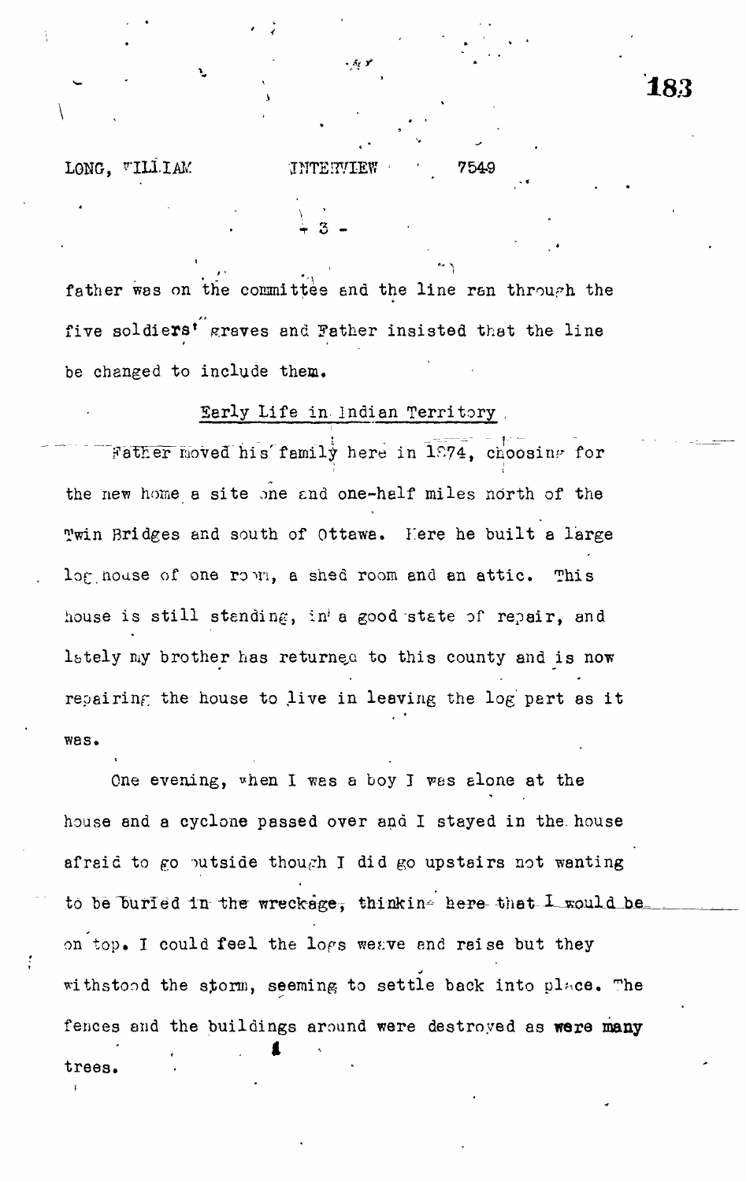father was on the committee and the line ran through the five soldiers' graves and Father insisted that the line be changed to include them.

## Early Life in Indian Territory

Father moved his family here in 1874, choosing for the new home a site one and one-half miles north of the Twin Bridges and south of Ottawa. Here he built a large log house of one room, a shed room and an attic. This house is still standing, in a good state of repair, and lately my brother has returned to this county and is now repairing the house to live in leaving the log part as it was.

One evening, when I was a boy I was alone at the house and a cyclone passed over and I stayed in the house afraid to go outside though I did go upstairs not wanting to be buried in the wreckage, thinking here that I would be on top. I could feel the logs weave and raise but they withstood the storm, seeming to settle back into place. The fences and the buildings around were destroyed as were many trees.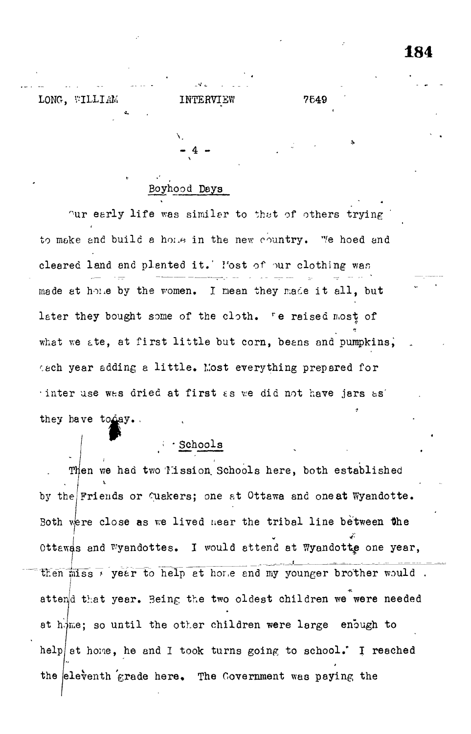LONG, WILLIAM INTERVIEW 7649

- 4 -

## Boyhood Days

Our early life was similar to that of others trying to make and build a home in the new country. We hoed and cleared land and planted it. Most of our clothing was made at home by the women. I mean they made it all, but later they bought some of the cloth. We raised most of what we ate, at first little but corn, beans and pumpkins, each year adding a little. Most everything prepared for winter use was dried at first as we did not have jars as they have today.

## Schools

Then we had two Mission Schools here, both established by the Friends or Quakers; one at Ottawa and one at Wyandotte. Both were close as we lived near the tribal line between the Ottawas and Wyandottes. I would attend at Wyandotte one year, then miss a year to help at home and my younger brother would attend that year. Being the two oldest children we were needed at home; so until the other children were large enough to help at home, he and I took turns going to school. I reached the eleventh grade here. The Government was paying the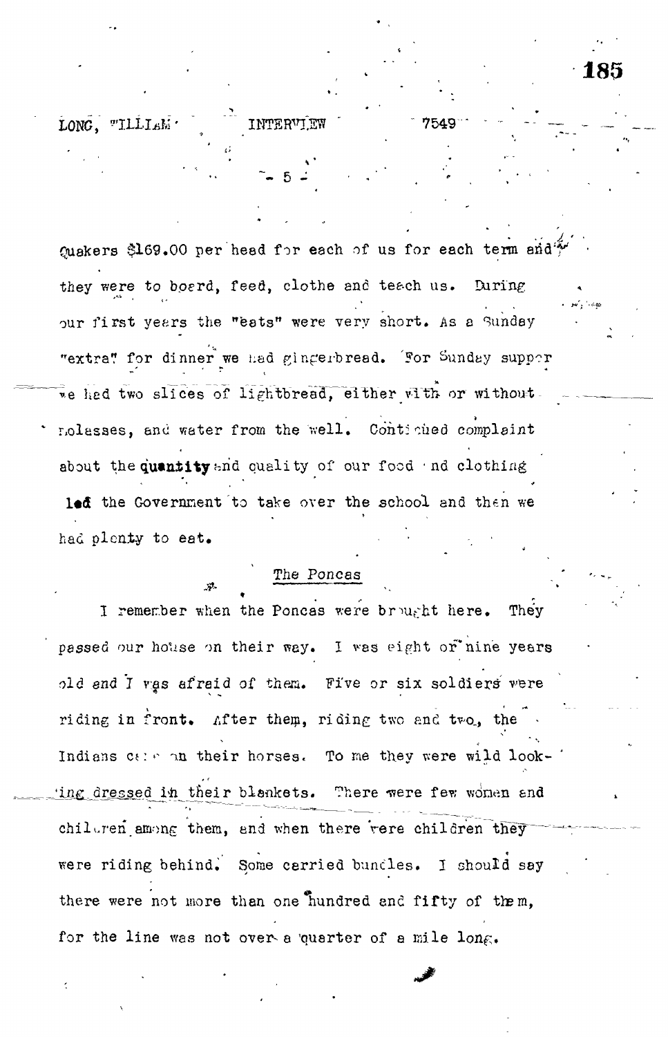Quakers $169.00 per head for each of us for each term and they were to board, feed, clothe and teach us. During our first years the "eats" were very short. As a Sunday "extra" for dinner we had gingerbread. For Sunday supper we had two slices of lightbread, either with or without molasses, and water from the well. Continued complaint about the quantity and quality of our food and clothing led the Government to take over the school and then we had plenty to eat.

## The Poncas

I remember when the Poncas were brought here. They passed our house on their way. I was eight or nine years old and I was afraid of them. Five or six soldiers were riding in front. After them, riding two and two, the Indians came on their horses. To me they were wild looking dressed in their blankets. There were few women and children among them, and when there were children they were riding behind. Some carried bundles. I should say there were not more than one hundred and fifty of them, for the line was not over a quarter of a mile long.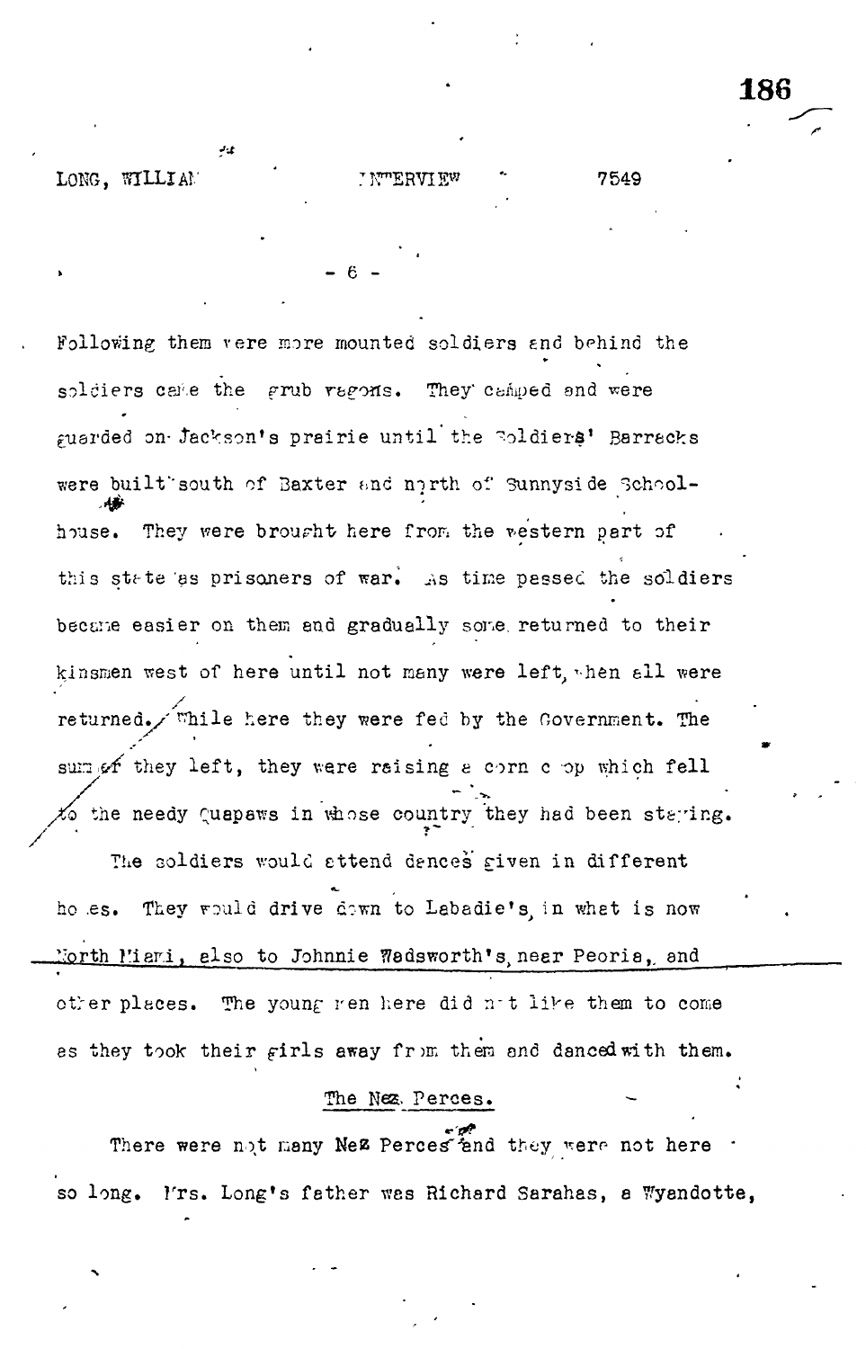Following them were more mounted soldiers and behind the soldiers came the grub wagons. They camped and were guarded on Jackson's prairie until the Soldiers' Barracks were built south of Baxter and north of Sunnyside Schoolhouse. They were brought here from the western part of this state as prisoners of war. As time passed the soldiers became easier on them and gradually some returned to their kinsmen west of here until not many were left, when all were returned. While here they were fed by the Government. The summer they left, they were raising a corn crop which fell to the needy Quapaws in whose country they had been staying.

The soldiers would attend dances given in different homes. They would drive down to Labadie's, in what is now North Miami, also to Johnnie Wadsworth's, near Peoria, and other places. The young men here did not like them to come as they took their girls away from them and danced with them.

## The Nez Perces.

There were not many Nez Perces and they were not here so long. Mrs. Long's father was Richard Sarahas, a Wyandotte,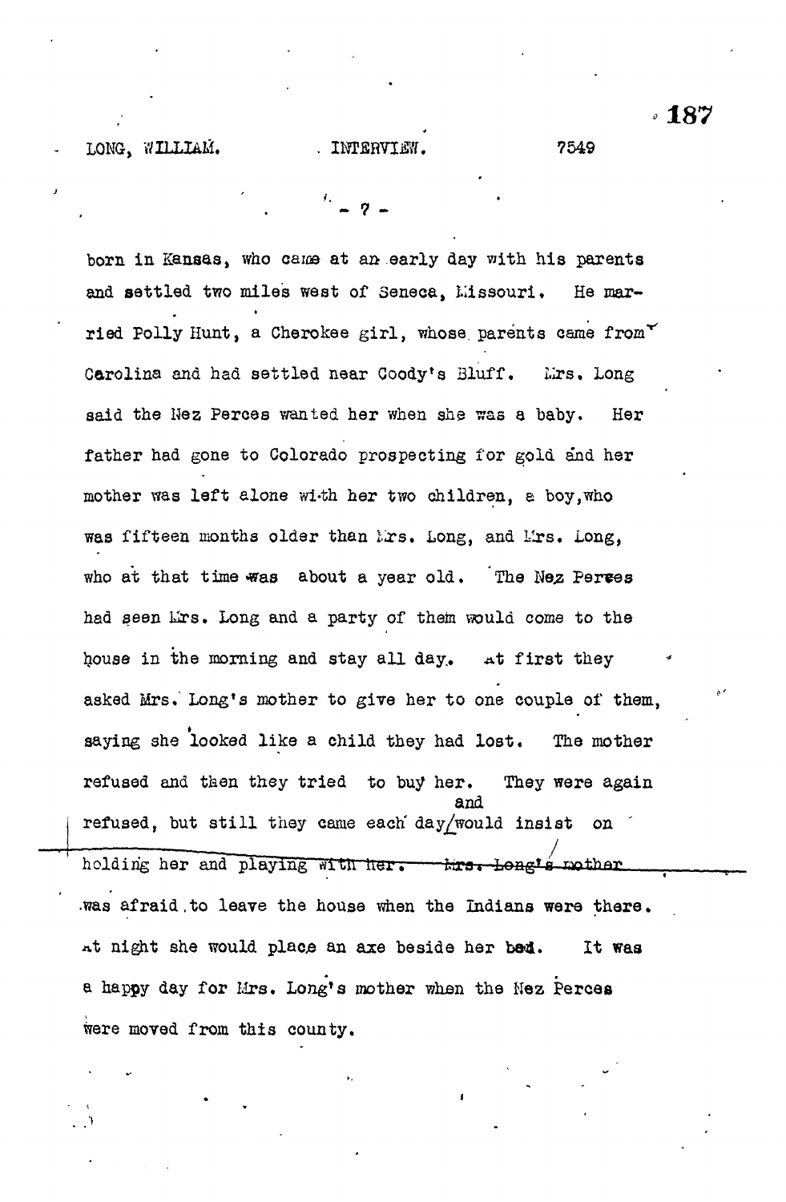born in Kansas, who came at an early day with his parents and settled two miles west of Seneca, Missouri. He married Polly Hunt, a Cherokee girl, whose parents came from Carolina and had settled near Coody's Bluff. Mrs. Long said the Nez Perces wanted her when she was a baby. Her father had gone to Colorado prospecting for gold and her mother was left alone with her two children, a boy, who was fifteen months older than Mrs. Long, and Mrs. Long, who at that time was about a year old. The Nez Perces had seen Mrs. Long and a party of them would come to the house in the morning and stay all day. At first they asked Mrs. Long's mother to give her to one couple of them, saying she looked like a child they had lost. The mother refused and then they tried to buy her. They were again refused, but still they came each day and would insist on holding her and playing with her. Mrs. Long's mother was afraid to leave the house when the Indians were there. At night she would place an axe beside her bed. It was a happy day for Mrs. Long's mother when the Nez Perces were moved from this county.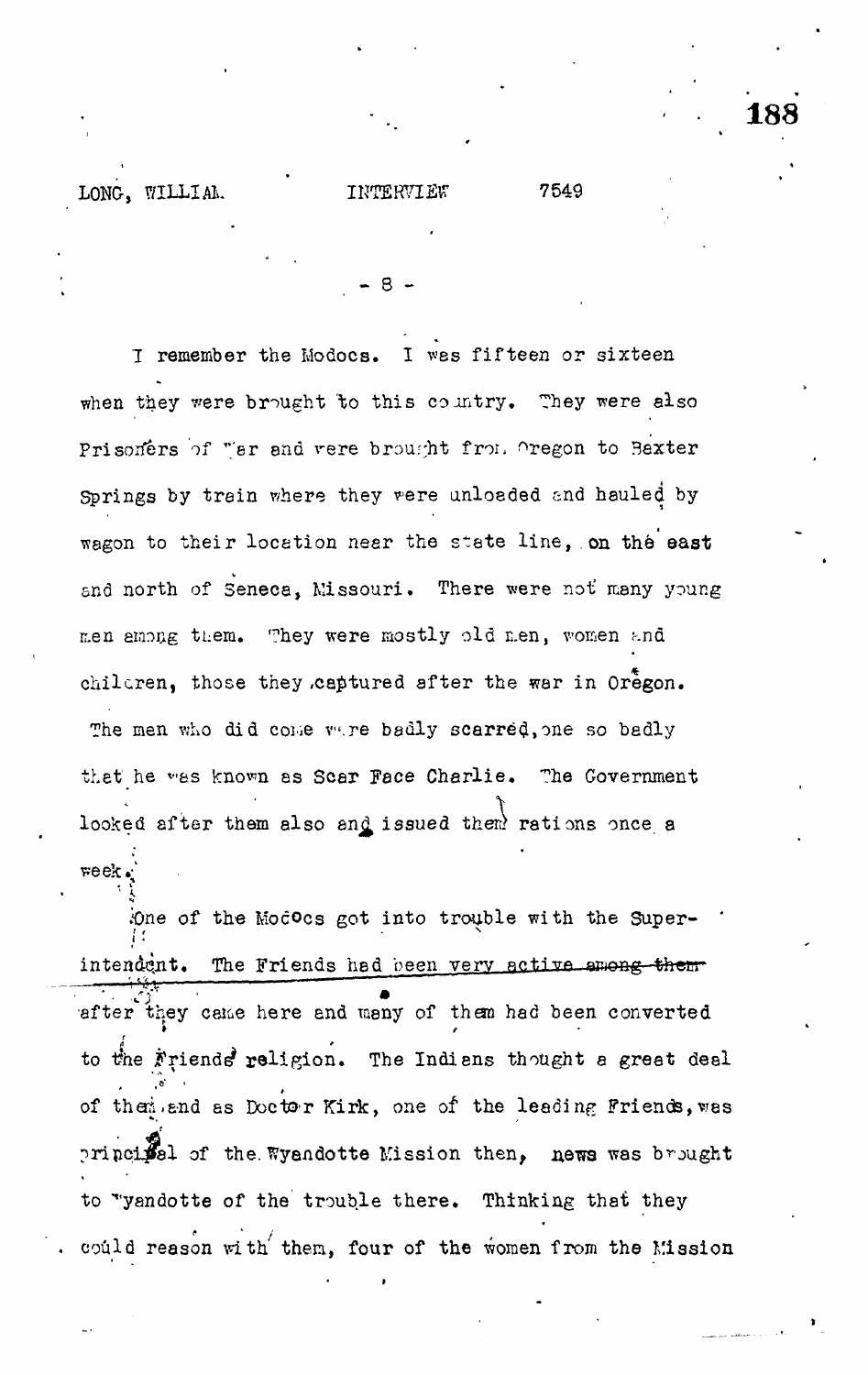I remember the Modocs. I was fifteen or sixteen when they were brought to this country. They were also Prisoners of War and were brought from Oregon to Baxter Springs by train where they were unloaded and hauled by wagon to their location near the state line, on the east and north of Seneca, Missouri. There were not many young men among them. They were mostly old men, women and children, those they captured after the war in Oregon. The men who did come were badly scarred, one so badly that he was known as Scar Face Charlie. The Government looked after them also and issued them rations once a week.

One of the Modocs got into trouble with the Superintendent. The Friends had been very active among them after they came here and many of them had been converted to the Friends' religion. The Indians thought a great deal of them, and as Doctor Kirk, one of the leading Friends, was principal of the Wyandotte Mission then, news was brought to Wyandotte of the trouble there. Thinking that they could reason with them, four of the women from the Mission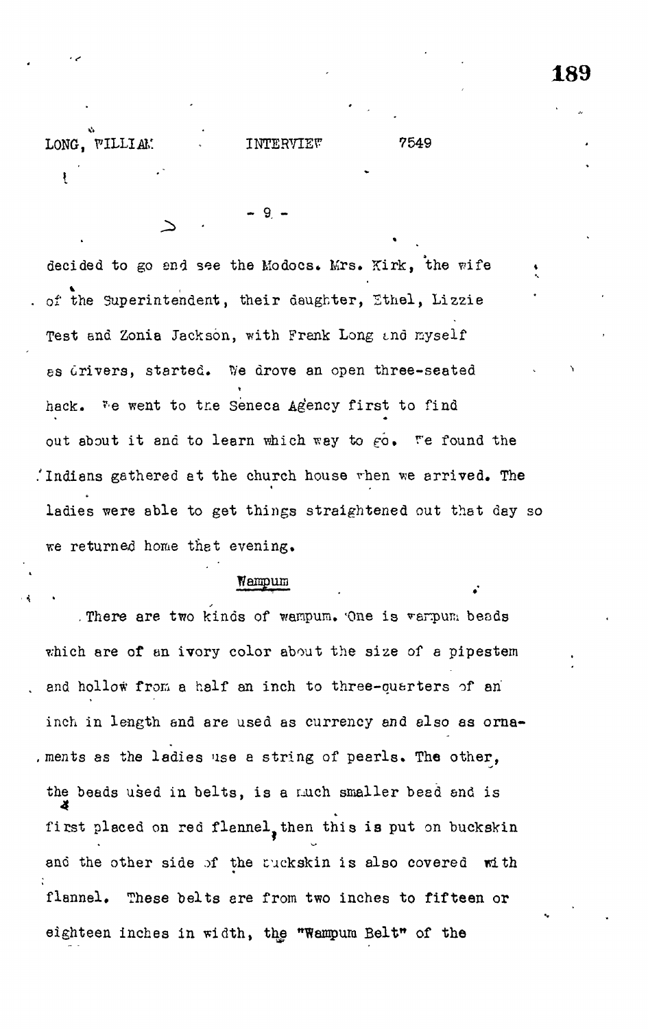decided to go and see the Modocs. Mrs. Kirk, the wife of the Superintendent, their daughter, Ethel, Lizzie Test and Zonia Jackson, with Frank Long and myself as drivers, started. We drove an open three-seated hack. We went to the Seneca Agency first to find out about it and to learn which way to go. We found the Indians gathered at the church house when we arrived. The ladies were able to get things straightened out that day so we returned home that evening.

## Wampum

There are two kinds of wampum. One is wampum beads which are of an ivory color about the size of a pipestem and hollow from a half an inch to three-quarters of an inch in length and are used as currency and also as ornaments as the ladies use a string of pearls. The other, the beads used in belts, is a much smaller bead and is first placed on red flannel, then this is put on buckskin and the other side of the buckskin is also covered with flannel. These belts are from two inches to fifteen or eighteen inches in width, the "Wampum Belt" of the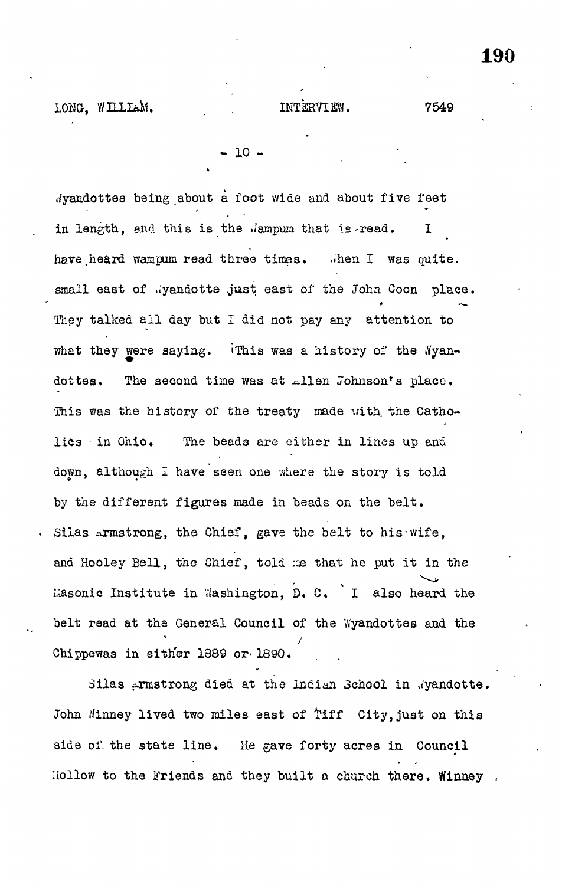Wyandottes being about a foot wide and about five feet in length, and this is the Wampum that is read. I have heard wampum read three times. When I was quite small east of Wyandotte just east of the John Coon place. They talked all day but I did not pay any attention to what they were saying. This was a history of the Wyandottes. The second time was at Allen Johnson's place. This was the history of the treaty made with the Catholics in Ohio. The beads are either in lines up and down, although I have seen one where the story is told by the different figures made in beads on the belt. Silas Armstrong, the Chief, gave the belt to his wife, and Hooley Bell, the Chief, told me that he put it in the Masonic Institute in Washington, D. C. I also heard the belt read at the General Council of the Wyandottes and the Chippewas in either 1889 or 1890.

Silas Armstrong died at the Indian School in Wyandotte. John Winney lived two miles east of Tiff City, just on this side of the state line. He gave forty acres in Council Hollow to the Friends and they built a church there. Winney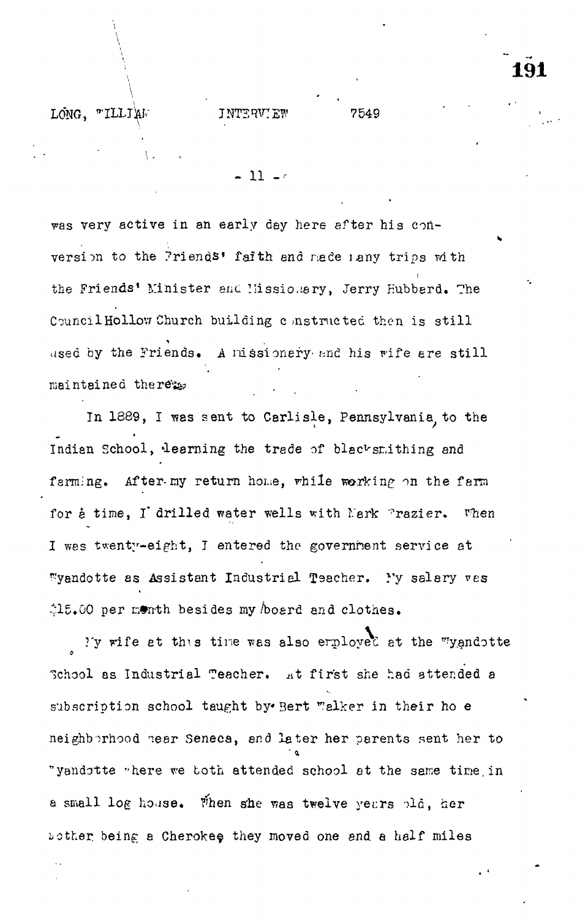was very active in an early day here after his conversion to the Friends' faith and made many trips with the Friends' Minister and Missionary, Jerry Hubbard. The Council Hollow Church building constructed then is still used by the Friends. A missionary and his wife are still maintained there.

In 1889, I was sent to Carlisle, Pennsylvania, to the Indian School, learning the trade of blacksmithing and farming. After my return home, while working on the farm for a time, I drilled water wells with Mark Frazier. When I was twenty-eight, I entered the government service at Wyandotte as Assistant Industrial Teacher. My salary was $15.00 per month besides my board and clothes.

My wife at this time was also employed at the Wyandotte School as Industrial Teacher. At first she had attended a subscription school taught by Bert Walker in their home neighborhood near Seneca, and later her parents sent her to Wyandotte where we both attended school at the same time in a small log house. When she was twelve years old, her mother being a Cherokee they moved one and a half miles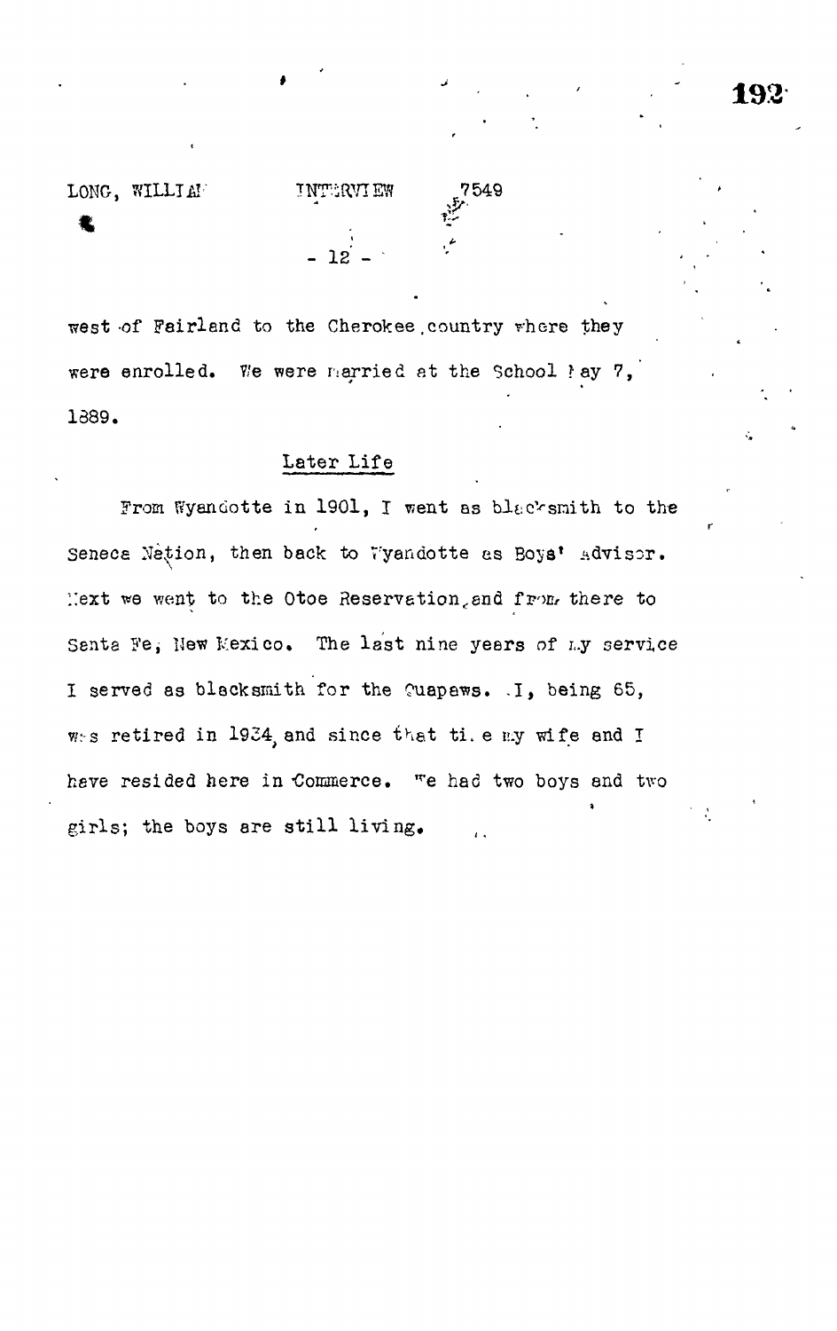west of Fairland to the Cherokee country where they were enrolled. We were married at the School May 7, 1889.

## Later Life

From Wyandotte in 1901, I went as blacksmith to the Seneca Nation, then back to Wyandotte as Boys' Advisor. Next we went to the Otoe Reservation, and from there to Santa Fe, New Mexico. The last nine years of my service I served as blacksmith for the Quapaws. I, being 65, was retired in 1934, and since that time my wife and I have resided here in Commerce. We had two boys and two girls; the boys are still living.